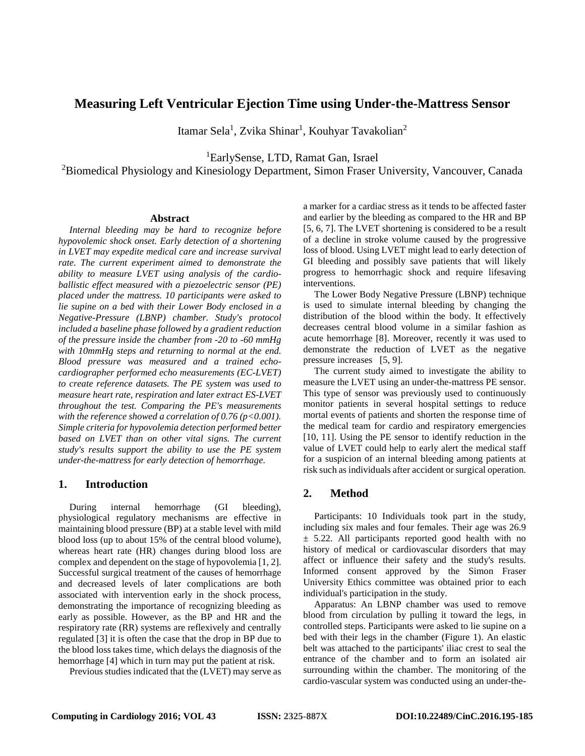# Measuring Left Ventricular Ejection Time using Under-the-Mattress Sensor

Itamar Sela[1], Zvika Shinar[1], Kouhyar Tavakolian[2]

[1]EarlySense, LTD, Ramat Gan, Israel

[2]Biomedical Physiology and Kinesiology Department, Simon Fraser University, Vancouver, Canada

## Abstract

*Internal bleeding may be hard to recognize before hypovolemic shock onset. Early detection of a shortening in LVET may expedite medical care and increase survival rate. The current experiment aimed to demonstrate the ability to measure LVET using analysis of the cardio-ballistic effect measured with a piezoelectric sensor (PE) placed under the mattress. 10 participants were asked to lie supine on a bed with their Lower Body enclosed in a Negative-Pressure (LBNP) chamber. Study's protocol included a baseline phase followed by a gradient reduction of the pressure inside the chamber from -20 to -60 mmHg with 10mmHg steps and returning to normal at the end. Blood pressure was measured and a trained echo-cardiographer performed echo measurements (EC-LVET) to create reference datasets. The PE system was used to measure heart rate, respiration and later extract ES-LVET throughout the test. Comparing the PE's measurements with the reference showed a correlation of 0.76 (p<0.001). Simple criteria for hypovolemia detection performed better based on LVET than on other vital signs. The current study's results support the ability to use the PE system under-the-mattress for early detection of hemorrhage.*

## 1. Introduction

During internal hemorrhage (GI bleeding), physiological regulatory mechanisms are effective in maintaining blood pressure (BP) at a stable level with mild blood loss (up to about 15% of the central blood volume), whereas heart rate (HR) changes during blood loss are complex and dependent on the stage of hypovolemia [1, 2]. Successful surgical treatment of the causes of hemorrhage and decreased levels of later complications are both associated with intervention early in the shock process, demonstrating the importance of recognizing bleeding as early as possible. However, as the BP and HR and the respiratory rate (RR) systems are reflexively and centrally regulated [3] it is often the case that the drop in BP due to the blood loss takes time, which delays the diagnosis of the hemorrhage [4] which in turn may put the patient at risk.

Previous studies indicated that the (LVET) may serve as a marker for a cardiac stress as it tends to be affected faster and earlier by the bleeding as compared to the HR and BP [5, 6, 7]. The LVET shortening is considered to be a result of a decline in stroke volume caused by the progressive loss of blood. Using LVET might lead to early detection of GI bleeding and possibly save patients that will likely progress to hemorrhagic shock and require lifesaving interventions.

The Lower Body Negative Pressure (LBNP) technique is used to simulate internal bleeding by changing the distribution of the blood within the body. It effectively decreases central blood volume in a similar fashion as acute hemorrhage [8]. Moreover, recently it was used to demonstrate the reduction of LVET as the negative pressure increases [5, 9].

The current study aimed to investigate the ability to measure the LVET using an under-the-mattress PE sensor. This type of sensor was previously used to continuously monitor patients in several hospital settings to reduce mortal events of patients and shorten the response time of the medical team for cardio and respiratory emergencies [10, 11]. Using the PE sensor to identify reduction in the value of LVET could help to early alert the medical staff for a suspicion of an internal bleeding among patients at risk such as individuals after accident or surgical operation.

## 2. Method

Participants: 10 Individuals took part in the study, including six males and four females. Their age was 26.9 ± 5.22. All participants reported good health with no history of medical or cardiovascular disorders that may affect or influence their safety and the study's results. Informed consent approved by the Simon Fraser University Ethics committee was obtained prior to each individual's participation in the study.

Apparatus: An LBNP chamber was used to remove blood from circulation by pulling it toward the legs, in controlled steps. Participants were asked to lie supine on a bed with their legs in the chamber (Figure 1). An elastic belt was attached to the participants' iliac crest to seal the entrance of the chamber and to form an isolated air surrounding within the chamber. The monitoring of the cardio-vascular system was conducted using an under-the-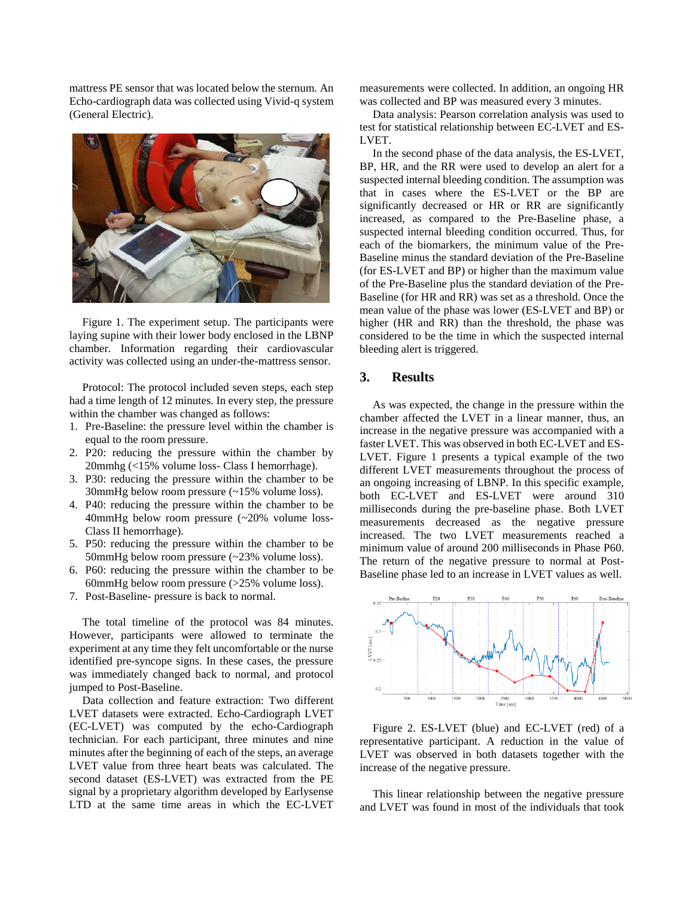mattress PE sensor that was located below the sternum. An Echo-cardiograph data was collected using Vivid-q system (General Electric).

Figure 1. The experiment setup. The participants were laying supine with their lower body enclosed in the LBNP chamber. Information regarding their cardiovascular activity was collected using an under-the-mattress sensor.

Protocol: The protocol included seven steps, each step had a time length of 12 minutes. In every step, the pressure within the chamber was changed as follows:

1. Pre-Baseline: the pressure level within the chamber is equal to the room pressure.
2. P20: reducing the pressure within the chamber by 20mmhg (<15% volume loss- Class I hemorrhage).
3. P30: reducing the pressure within the chamber to be 30mmHg below room pressure (~15% volume loss).
4. P40: reducing the pressure within the chamber to be 40mmHg below room pressure (~20% volume loss- Class II hemorrhage).
5. P50: reducing the pressure within the chamber to be 50mmHg below room pressure (~23% volume loss).
6. P60: reducing the pressure within the chamber to be 60mmHg below room pressure (>25% volume loss).
7. Post-Baseline- pressure is back to normal.

The total timeline of the protocol was 84 minutes. However, participants were allowed to terminate the experiment at any time they felt uncomfortable or the nurse identified pre-syncope signs. In these cases, the pressure was immediately changed back to normal, and protocol jumped to Post-Baseline.

Data collection and feature extraction: Two different LVET datasets were extracted. Echo-Cardiograph LVET (EC-LVET) was computed by the echo-Cardiograph technician. For each participant, three minutes and nine minutes after the beginning of each of the steps, an average LVET value from three heart beats was calculated. The second dataset (ES-LVET) was extracted from the PE signal by a proprietary algorithm developed by Earlysense LTD at the same time areas in which the EC-LVET measurements were collected. In addition, an ongoing HR was collected and BP was measured every 3 minutes.

Data analysis: Pearson correlation analysis was used to test for statistical relationship between EC-LVET and ES-LVET.

In the second phase of the data analysis, the ES-LVET, BP, HR, and the RR were used to develop an alert for a suspected internal bleeding condition. The assumption was that in cases where the ES-LVET or the BP are significantly decreased or HR or RR are significantly increased, as compared to the Pre-Baseline phase, a suspected internal bleeding condition occurred. Thus, for each of the biomarkers, the minimum value of the Pre-Baseline minus the standard deviation of the Pre-Baseline (for ES-LVET and BP) or higher than the maximum value of the Pre-Baseline plus the standard deviation of the Pre-Baseline (for HR and RR) was set as a threshold. Once the mean value of the phase was lower (ES-LVET and BP) or higher (HR and RR) than the threshold, the phase was considered to be the time in which the suspected internal bleeding alert is triggered.

## 3. Results

As was expected, the change in the pressure within the chamber affected the LVET in a linear manner, thus, an increase in the negative pressure was accompanied with a faster LVET. This was observed in both EC-LVET and ES-LVET. Figure 1 presents a typical example of the two different LVET measurements throughout the process of an ongoing increasing of LBNP. In this specific example, both EC-LVET and ES-LVET were around 310 milliseconds during the pre-baseline phase. Both LVET measurements decreased as the negative pressure increased. The two LVET measurements reached a minimum value of around 200 milliseconds in Phase P60. The return of the negative pressure to normal at Post-Baseline phase led to an increase in LVET values as well.

Figure 2. ES-LVET (blue) and EC-LVET (red) of a representative participant. A reduction in the value of LVET was observed in both datasets together with the increase of the negative pressure.

This linear relationship between the negative pressure and LVET was found in most of the individuals that took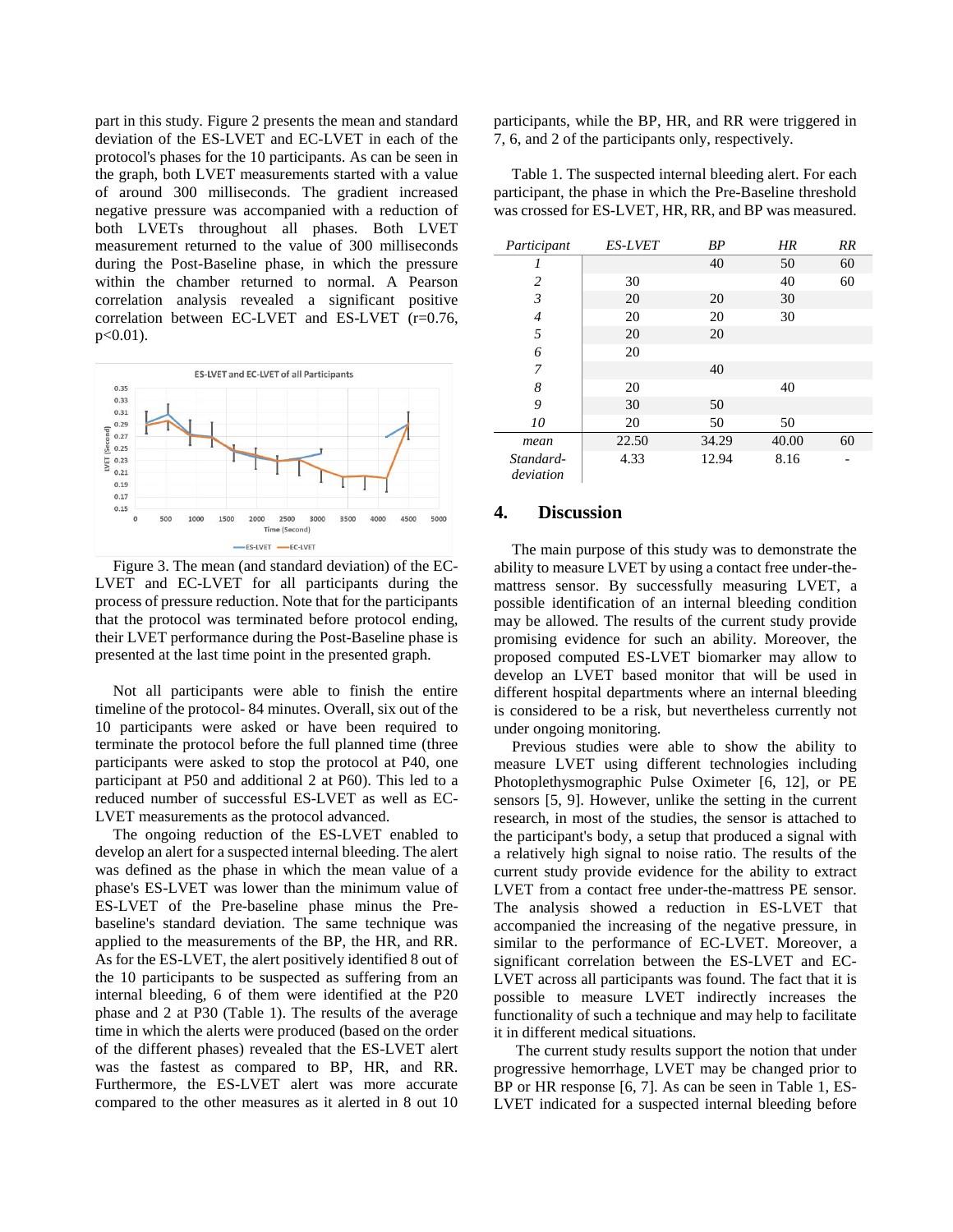part in this study. Figure 2 presents the mean and standard deviation of the ES-LVET and EC-LVET in each of the protocol's phases for the 10 participants. As can be seen in the graph, both LVET measurements started with a value of around 300 milliseconds. The gradient increased negative pressure was accompanied with a reduction of both LVETs throughout all phases. Both LVET measurement returned to the value of 300 milliseconds during the Post-Baseline phase, in which the pressure within the chamber returned to normal. A Pearson correlation analysis revealed a significant positive correlation between EC-LVET and ES-LVET ($r=0.76$, $p<0.01$).

Figure 3. The mean (and standard deviation) of the EC-LVET and EC-LVET for all participants during the process of pressure reduction. Note that for the participants that the protocol was terminated before protocol ending, their LVET performance during the Post-Baseline phase is presented at the last time point in the presented graph.

Not all participants were able to finish the entire timeline of the protocol- 84 minutes. Overall, six out of the 10 participants were asked or have been required to terminate the protocol before the full planned time (three participants were asked to stop the protocol at P40, one participant at P50 and additional 2 at P60). This led to a reduced number of successful ES-LVET as well as EC-LVET measurements as the protocol advanced.

The ongoing reduction of the ES-LVET enabled to develop an alert for a suspected internal bleeding. The alert was defined as the phase in which the mean value of a phase's ES-LVET was lower than the minimum value of ES-LVET of the Pre-baseline phase minus the Pre-baseline's standard deviation. The same technique was applied to the measurements of the BP, the HR, and RR. As for the ES-LVET, the alert positively identified 8 out of the 10 participants to be suspected as suffering from an internal bleeding, 6 of them were identified at the P20 phase and 2 at P30 (Table 1). The results of the average time in which the alerts were produced (based on the order of the different phases) revealed that the ES-LVET alert was the fastest as compared to BP, HR, and RR. Furthermore, the ES-LVET alert was more accurate compared to the other measures as it alerted in 8 out 10 participants, while the BP, HR, and RR were triggered in 7, 6, and 2 of the participants only, respectively.

Table 1. The suspected internal bleeding alert. For each participant, the phase in which the Pre-Baseline threshold was crossed for ES-LVET, HR, RR, and BP was measured.

| *Participant* | *ES-LVET* | *BP* | *HR* | *RR* |
|---|---|---|---|---|
| *1* | | 40 | 50 | 60 |
| *2* | 30 | | 40 | 60 |
| *3* | 20 | 20 | 30 | |
| *4* | 20 | 20 | 30 | |
| *5* | 20 | 20 | | |
| *6* | 20 | | | |
| *7* | | 40 | | |
| *8* | 20 | | 40 | |
| *9* | 30 | 50 | | |
| *10* | 20 | 50 | 50 | |
| *mean* | 22.50 | 34.29 | 40.00 | 60 |
| *Standard-deviation* | 4.33 | 12.94 | 8.16 | - |

## 4. Discussion

The main purpose of this study was to demonstrate the ability to measure LVET by using a contact free under-the-mattress sensor. By successfully measuring LVET, a possible identification of an internal bleeding condition may be allowed. The results of the current study provide promising evidence for such an ability. Moreover, the proposed computed ES-LVET biomarker may allow to develop an LVET based monitor that will be used in different hospital departments where an internal bleeding is considered to be a risk, but nevertheless currently not under ongoing monitoring.

Previous studies were able to show the ability to measure LVET using different technologies including Photoplethysmographic Pulse Oximeter [6, 12], or PE sensors [5, 9]. However, unlike the setting in the current research, in most of the studies, the sensor is attached to the participant's body, a setup that produced a signal with a relatively high signal to noise ratio. The results of the current study provide evidence for the ability to extract LVET from a contact free under-the-mattress PE sensor. The analysis showed a reduction in ES-LVET that accompanied the increasing of the negative pressure, in similar to the performance of EC-LVET. Moreover, a significant correlation between the ES-LVET and EC-LVET across all participants was found. The fact that it is possible to measure LVET indirectly increases the functionality of such a technique and may help to facilitate it in different medical situations.

The current study results support the notion that under progressive hemorrhage, LVET may be changed prior to BP or HR response [6, 7]. As can be seen in Table 1, ES-LVET indicated for a suspected internal bleeding before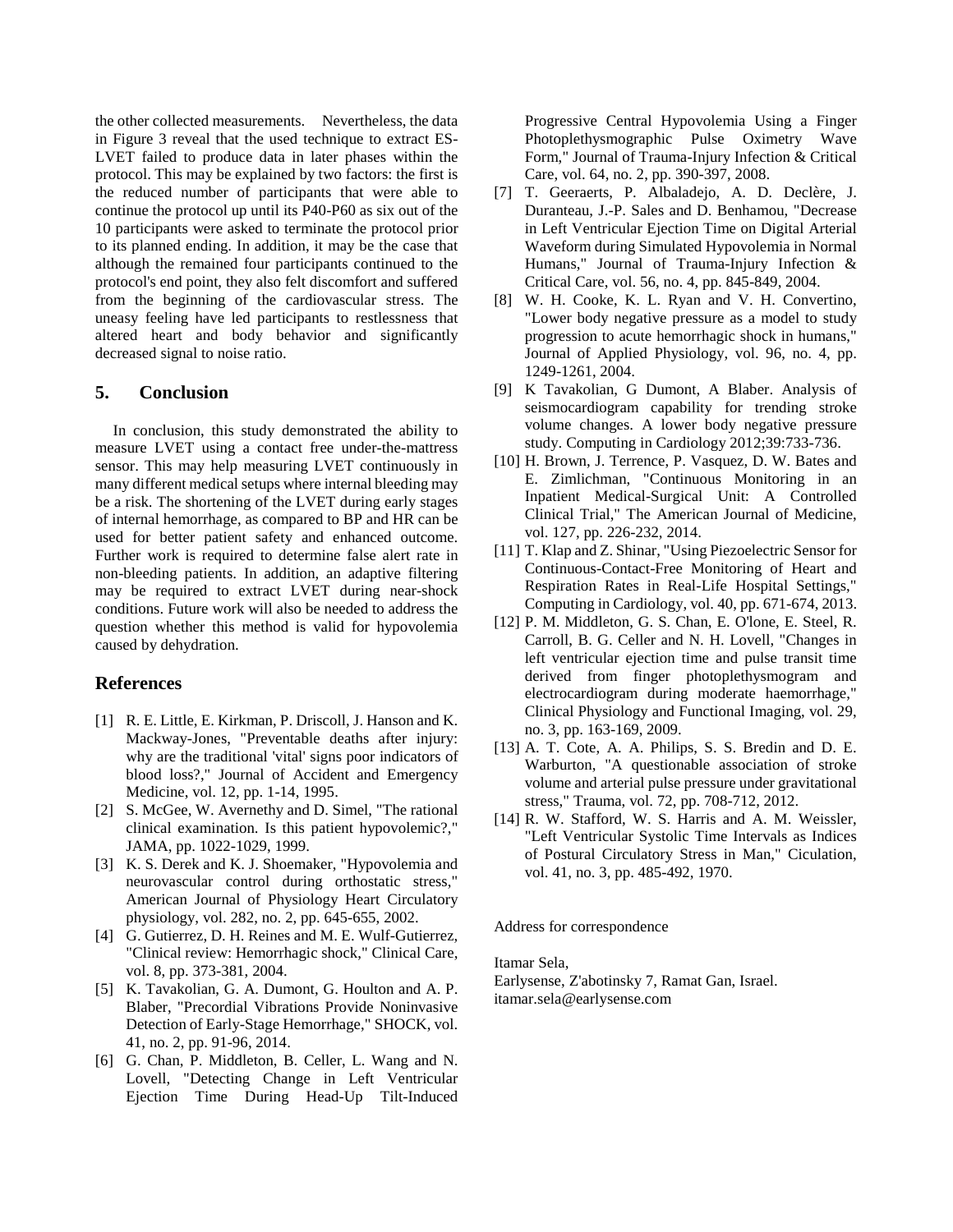the other collected measurements. Nevertheless, the data in Figure 3 reveal that the used technique to extract ES-LVET failed to produce data in later phases within the protocol. This may be explained by two factors: the first is the reduced number of participants that were able to continue the protocol up until its P40-P60 as six out of the 10 participants were asked to terminate the protocol prior to its planned ending. In addition, it may be the case that although the remained four participants continued to the protocol's end point, they also felt discomfort and suffered from the beginning of the cardiovascular stress. The uneasy feeling have led participants to restlessness that altered heart and body behavior and significantly decreased signal to noise ratio.

## 5. Conclusion

In conclusion, this study demonstrated the ability to measure LVET using a contact free under-the-mattress sensor. This may help measuring LVET continuously in many different medical setups where internal bleeding may be a risk. The shortening of the LVET during early stages of internal hemorrhage, as compared to BP and HR can be used for better patient safety and enhanced outcome. Further work is required to determine false alert rate in non-bleeding patients. In addition, an adaptive filtering may be required to extract LVET during near-shock conditions. Future work will also be needed to address the question whether this method is valid for hypovolemia caused by dehydration.

## References

[1] R. E. Little, E. Kirkman, P. Driscoll, J. Hanson and K. Mackway-Jones, "Preventable deaths after injury: why are the traditional 'vital' signs poor indicators of blood loss?," Journal of Accident and Emergency Medicine, vol. 12, pp. 1-14, 1995.

[2] S. McGee, W. Avernethy and D. Simel, "The rational clinical examination. Is this patient hypovolemic?," JAMA, pp. 1022-1029, 1999.

[3] K. S. Derek and K. J. Shoemaker, "Hypovolemia and neurovascular control during orthostatic stress," American Journal of Physiology Heart Circulatory physiology, vol. 282, no. 2, pp. 645-655, 2002.

[4] G. Gutierrez, D. H. Reines and M. E. Wulf-Gutierrez, "Clinical review: Hemorrhagic shock," Clinical Care, vol. 8, pp. 373-381, 2004.

[5] K. Tavakolian, G. A. Dumont, G. Houlton and A. P. Blaber, "Precordial Vibrations Provide Noninvasive Detection of Early-Stage Hemorrhage," SHOCK, vol. 41, no. 2, pp. 91-96, 2014.

[6] G. Chan, P. Middleton, B. Celler, L. Wang and N. Lovell, "Detecting Change in Left Ventricular Ejection Time During Head-Up Tilt-Induced Progressive Central Hypovolemia Using a Finger Photoplethysmographic Pulse Oximetry Wave Form," Journal of Trauma-Injury Infection & Critical Care, vol. 64, no. 2, pp. 390-397, 2008.

[7] T. Geeraerts, P. Albaladejo, A. D. Declère, J. Duranteau, J.-P. Sales and D. Benhamou, "Decrease in Left Ventricular Ejection Time on Digital Arterial Waveform during Simulated Hypovolemia in Normal Humans," Journal of Trauma-Injury Infection & Critical Care, vol. 56, no. 4, pp. 845-849, 2004.

[8] W. H. Cooke, K. L. Ryan and V. H. Convertino, "Lower body negative pressure as a model to study progression to acute hemorrhagic shock in humans," Journal of Applied Physiology, vol. 96, no. 4, pp. 1249-1261, 2004.

[9] K Tavakolian, G Dumont, A Blaber. Analysis of seismocardiogram capability for trending stroke volume changes. A lower body negative pressure study. Computing in Cardiology 2012;39:733-736.

[10] H. Brown, J. Terrence, P. Vasquez, D. W. Bates and E. Zimlichman, "Continuous Monitoring in an Inpatient Medical-Surgical Unit: A Controlled Clinical Trial," The American Journal of Medicine, vol. 127, pp. 226-232, 2014.

[11] T. Klap and Z. Shinar, "Using Piezoelectric Sensor for Continuous-Contact-Free Monitoring of Heart and Respiration Rates in Real-Life Hospital Settings," Computing in Cardiology, vol. 40, pp. 671-674, 2013.

[12] P. M. Middleton, G. S. Chan, E. O'lone, E. Steel, R. Carroll, B. G. Celler and N. H. Lovell, "Changes in left ventricular ejection time and pulse transit time derived from finger photoplethysmogram and electrocardiogram during moderate haemorrhage," Clinical Physiology and Functional Imaging, vol. 29, no. 3, pp. 163-169, 2009.

[13] A. T. Cote, A. A. Philips, S. S. Bredin and D. E. Warburton, "A questionable association of stroke volume and arterial pulse pressure under gravitational stress," Trauma, vol. 72, pp. 708-712, 2012.

[14] R. W. Stafford, W. S. Harris and A. M. Weissler, "Left Ventricular Systolic Time Intervals as Indices of Postural Circulatory Stress in Man," Ciculation, vol. 41, no. 3, pp. 485-492, 1970.

Address for correspondence

Itamar Sela,
Earlysense, Z'abotinsky 7, Ramat Gan, Israel.
itamar.sela@earlysense.com